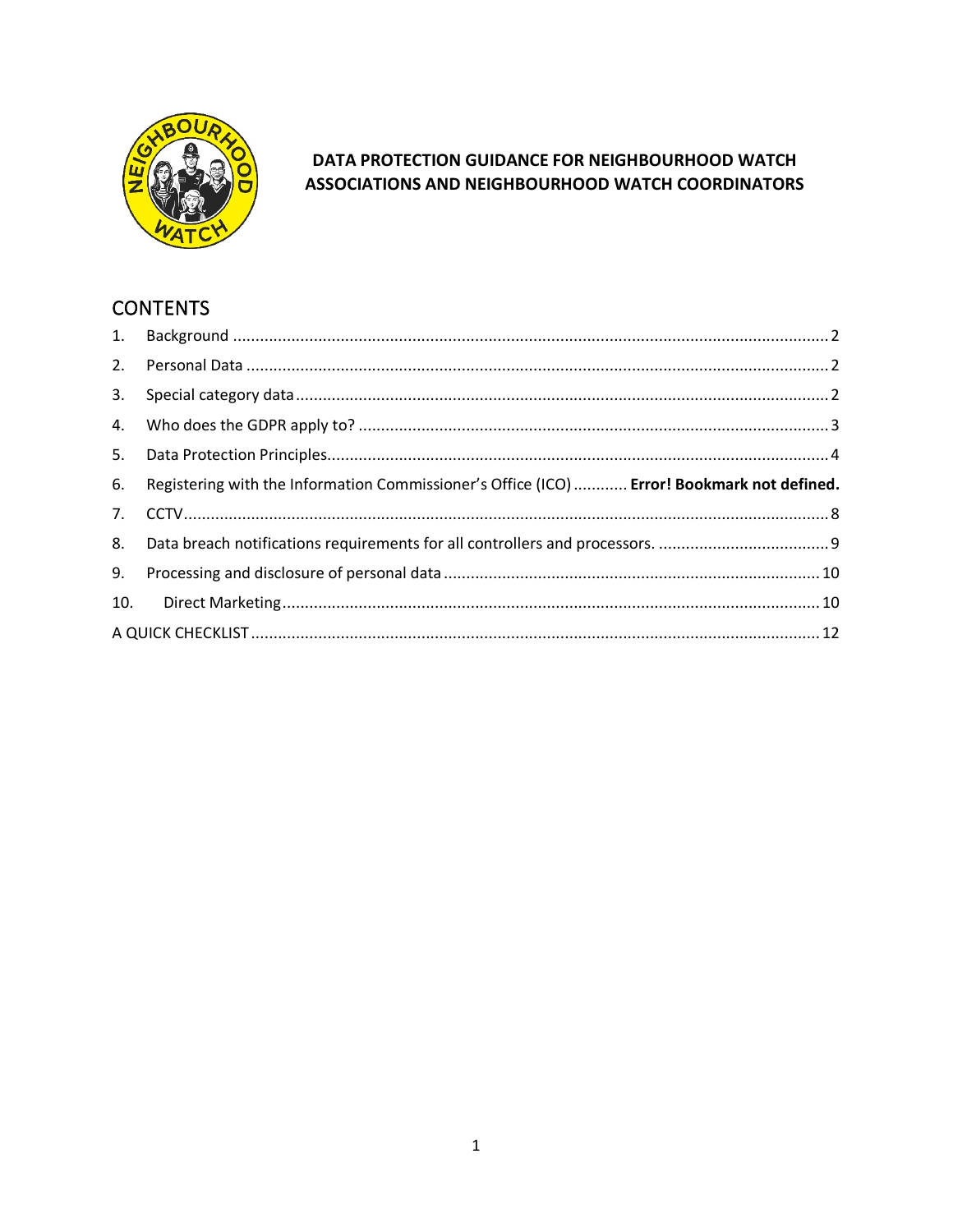# DATA PROTECTION GUIDANCE FOR NEIGHBOURHOOD WATCH ASSOCIATIONS AND NEIGHBOURHOOD WATCH COORDINATORS

## CONTENTS

1. Background ........................................................................................................................ 2
2. Personal Data ...................................................................................................................... 2
3. Special category data .......................................................................................................... 2
4. Who does the GDPR apply to? ........................................................................................... 3
5. Data Protection Principles................................................................................................... 4
6. Registering with the Information Commissioner's Office (ICO) ............ **Error! Bookmark not defined.**
7. CCTV.................................................................................................................................... 8
8. Data breach notifications requirements for all controllers and processors. ...................................... 9
9. Processing and disclosure of personal data ................................................................... 10
10. Direct Marketing ........................................................................................................ 10

A QUICK CHECKLIST ............................................................................................................. 12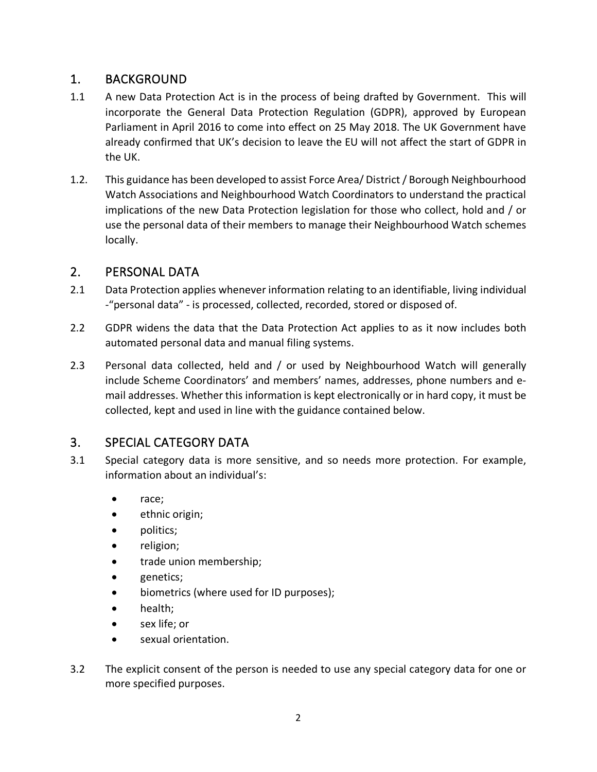## 1. BACKGROUND

1.1 A new Data Protection Act is in the process of being drafted by Government. This will incorporate the General Data Protection Regulation (GDPR), approved by European Parliament in April 2016 to come into effect on 25 May 2018. The UK Government have already confirmed that UK's decision to leave the EU will not affect the start of GDPR in the UK.

1.2. This guidance has been developed to assist Force Area/ District / Borough Neighbourhood Watch Associations and Neighbourhood Watch Coordinators to understand the practical implications of the new Data Protection legislation for those who collect, hold and / or use the personal data of their members to manage their Neighbourhood Watch schemes locally.

## 2. PERSONAL DATA

2.1 Data Protection applies whenever information relating to an identifiable, living individual -"personal data" - is processed, collected, recorded, stored or disposed of.

2.2 GDPR widens the data that the Data Protection Act applies to as it now includes both automated personal data and manual filing systems.

2.3 Personal data collected, held and / or used by Neighbourhood Watch will generally include Scheme Coordinators' and members' names, addresses, phone numbers and e-mail addresses. Whether this information is kept electronically or in hard copy, it must be collected, kept and used in line with the guidance contained below.

## 3. SPECIAL CATEGORY DATA

3.1 Special category data is more sensitive, and so needs more protection. For example, information about an individual's:

- race;
- ethnic origin;
- politics;
- religion;
- trade union membership;
- genetics;
- biometrics (where used for ID purposes);
- health;
- sex life; or
- sexual orientation.

3.2 The explicit consent of the person is needed to use any special category data for one or more specified purposes.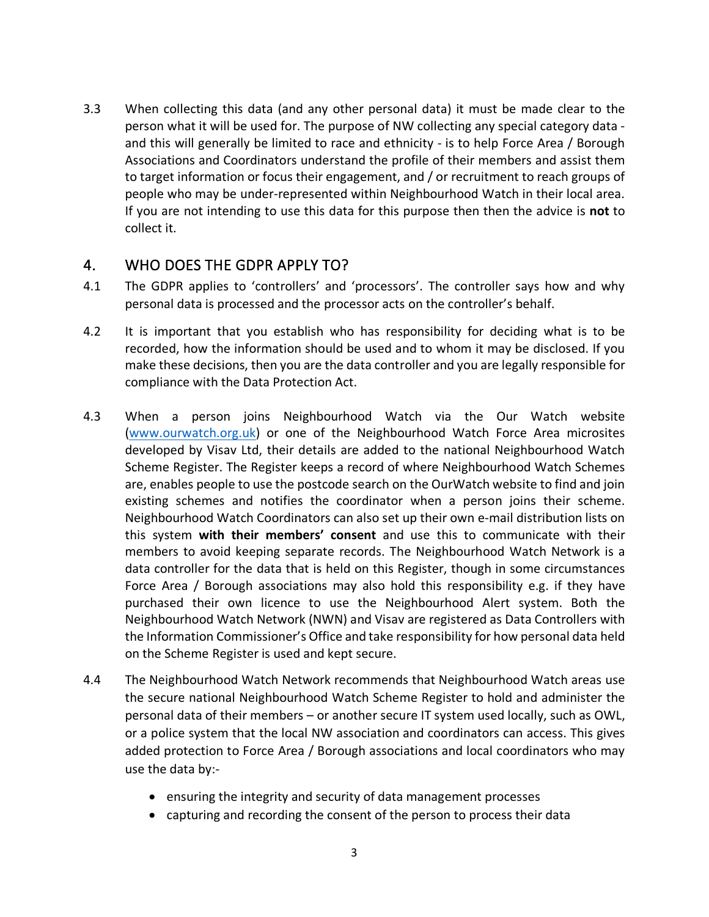3.3 When collecting this data (and any other personal data) it must be made clear to the person what it will be used for. The purpose of NW collecting any special category data - and this will generally be limited to race and ethnicity - is to help Force Area / Borough Associations and Coordinators understand the profile of their members and assist them to target information or focus their engagement, and / or recruitment to reach groups of people who may be under-represented within Neighbourhood Watch in their local area. If you are not intending to use this data for this purpose then then the advice is **not** to collect it.

## 4. WHO DOES THE GDPR APPLY TO?

4.1 The GDPR applies to 'controllers' and 'processors'. The controller says how and why personal data is processed and the processor acts on the controller's behalf.

4.2 It is important that you establish who has responsibility for deciding what is to be recorded, how the information should be used and to whom it may be disclosed. If you make these decisions, then you are the data controller and you are legally responsible for compliance with the Data Protection Act.

4.3 When a person joins Neighbourhood Watch via the Our Watch website (www.ourwatch.org.uk) or one of the Neighbourhood Watch Force Area microsites developed by Visav Ltd, their details are added to the national Neighbourhood Watch Scheme Register. The Register keeps a record of where Neighbourhood Watch Schemes are, enables people to use the postcode search on the OurWatch website to find and join existing schemes and notifies the coordinator when a person joins their scheme. Neighbourhood Watch Coordinators can also set up their own e-mail distribution lists on this system **with their members' consent** and use this to communicate with their members to avoid keeping separate records. The Neighbourhood Watch Network is a data controller for the data that is held on this Register, though in some circumstances Force Area / Borough associations may also hold this responsibility e.g. if they have purchased their own licence to use the Neighbourhood Alert system. Both the Neighbourhood Watch Network (NWN) and Visav are registered as Data Controllers with the Information Commissioner's Office and take responsibility for how personal data held on the Scheme Register is used and kept secure.

4.4 The Neighbourhood Watch Network recommends that Neighbourhood Watch areas use the secure national Neighbourhood Watch Scheme Register to hold and administer the personal data of their members – or another secure IT system used locally, such as OWL, or a police system that the local NW association and coordinators can access. This gives added protection to Force Area / Borough associations and local coordinators who may use the data by:-

- ensuring the integrity and security of data management processes
- capturing and recording the consent of the person to process their data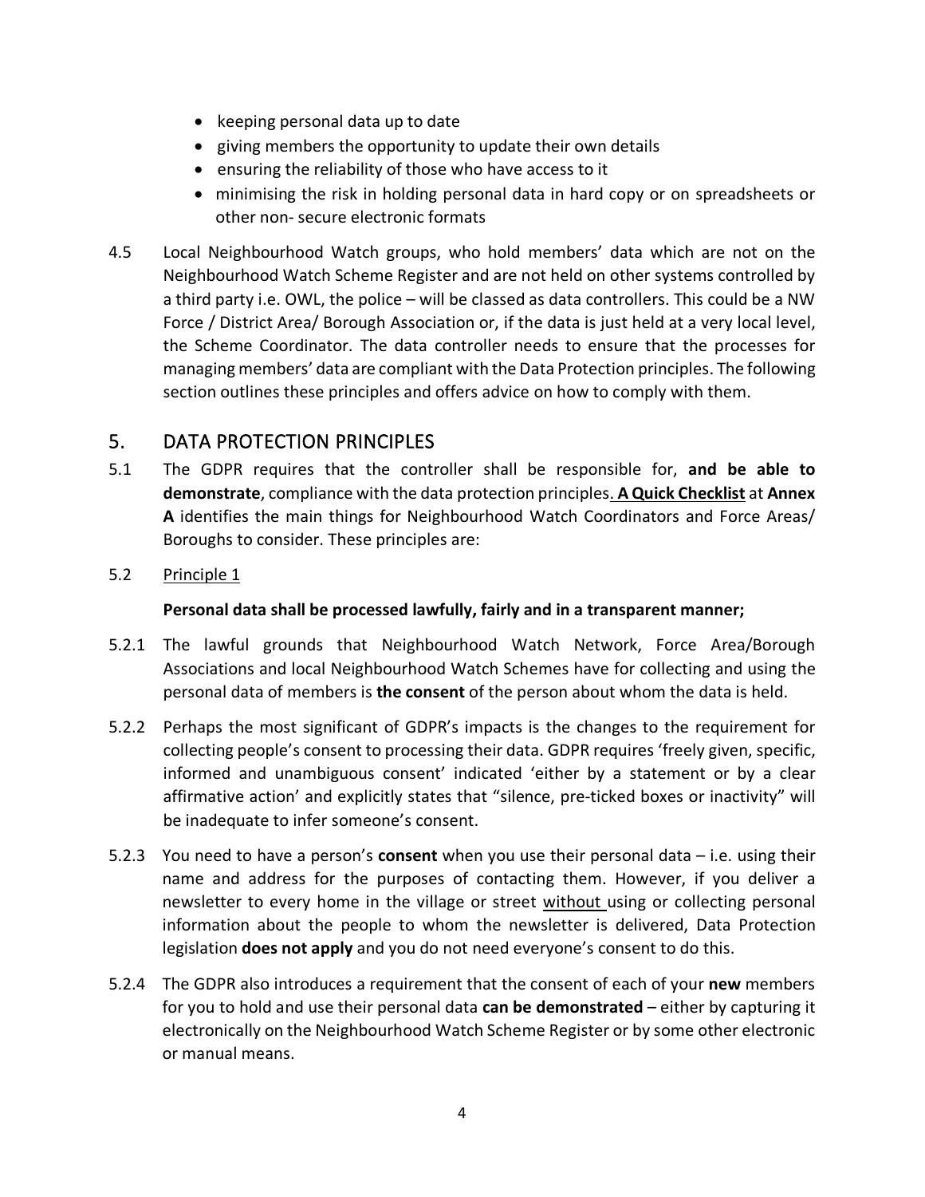- keeping personal data up to date
- giving members the opportunity to update their own details
- ensuring the reliability of those who have access to it
- minimising the risk in holding personal data in hard copy or on spreadsheets or other non- secure electronic formats

4.5 Local Neighbourhood Watch groups, who hold members' data which are not on the Neighbourhood Watch Scheme Register and are not held on other systems controlled by a third party i.e. OWL, the police – will be classed as data controllers. This could be a NW Force / District Area/ Borough Association or, if the data is just held at a very local level, the Scheme Coordinator. The data controller needs to ensure that the processes for managing members' data are compliant with the Data Protection principles. The following section outlines these principles and offers advice on how to comply with them.

## 5. DATA PROTECTION PRINCIPLES

5.1 The GDPR requires that the controller shall be responsible for, **and be able to demonstrate**, compliance with the data protection principles. **A Quick Checklist** at **Annex A** identifies the main things for Neighbourhood Watch Coordinators and Force Areas/ Boroughs to consider. These principles are:

5.2 Principle 1

**Personal data shall be processed lawfully, fairly and in a transparent manner;**

5.2.1 The lawful grounds that Neighbourhood Watch Network, Force Area/Borough Associations and local Neighbourhood Watch Schemes have for collecting and using the personal data of members is **the consent** of the person about whom the data is held.

5.2.2 Perhaps the most significant of GDPR's impacts is the changes to the requirement for collecting people's consent to processing their data. GDPR requires 'freely given, specific, informed and unambiguous consent' indicated 'either by a statement or by a clear affirmative action' and explicitly states that "silence, pre-ticked boxes or inactivity" will be inadequate to infer someone's consent.

5.2.3 You need to have a person's **consent** when you use their personal data – i.e. using their name and address for the purposes of contacting them. However, if you deliver a newsletter to every home in the village or street without using or collecting personal information about the people to whom the newsletter is delivered, Data Protection legislation **does not apply** and you do not need everyone's consent to do this.

5.2.4 The GDPR also introduces a requirement that the consent of each of your **new** members for you to hold and use their personal data **can be demonstrated** – either by capturing it electronically on the Neighbourhood Watch Scheme Register or by some other electronic or manual means.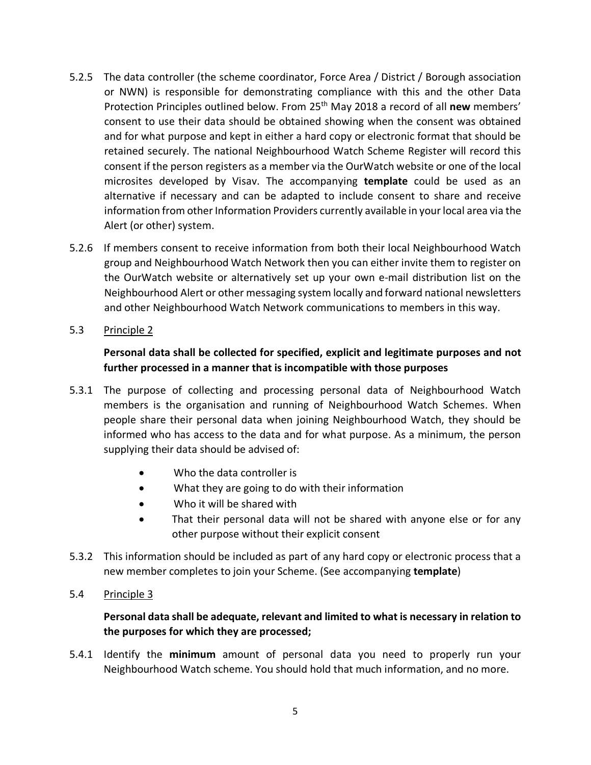5.2.5 The data controller (the scheme coordinator, Force Area / District / Borough association or NWN) is responsible for demonstrating compliance with this and the other Data Protection Principles outlined below. From 25th May 2018 a record of all **new** members' consent to use their data should be obtained showing when the consent was obtained and for what purpose and kept in either a hard copy or electronic format that should be retained securely. The national Neighbourhood Watch Scheme Register will record this consent if the person registers as a member via the OurWatch website or one of the local microsites developed by Visav. The accompanying **template** could be used as an alternative if necessary and can be adapted to include consent to share and receive information from other Information Providers currently available in your local area via the Alert (or other) system.

5.2.6 If members consent to receive information from both their local Neighbourhood Watch group and Neighbourhood Watch Network then you can either invite them to register on the OurWatch website or alternatively set up your own e-mail distribution list on the Neighbourhood Alert or other messaging system locally and forward national newsletters and other Neighbourhood Watch Network communications to members in this way.

5.3 Principle 2

**Personal data shall be collected for specified, explicit and legitimate purposes and not further processed in a manner that is incompatible with those purposes**

5.3.1 The purpose of collecting and processing personal data of Neighbourhood Watch members is the organisation and running of Neighbourhood Watch Schemes. When people share their personal data when joining Neighbourhood Watch, they should be informed who has access to the data and for what purpose. As a minimum, the person supplying their data should be advised of:

- Who the data controller is
- What they are going to do with their information
- Who it will be shared with
- That their personal data will not be shared with anyone else or for any other purpose without their explicit consent

5.3.2 This information should be included as part of any hard copy or electronic process that a new member completes to join your Scheme. (See accompanying **template**)

5.4 Principle 3

**Personal data shall be adequate, relevant and limited to what is necessary in relation to the purposes for which they are processed;**

5.4.1 Identify the **minimum** amount of personal data you need to properly run your Neighbourhood Watch scheme. You should hold that much information, and no more.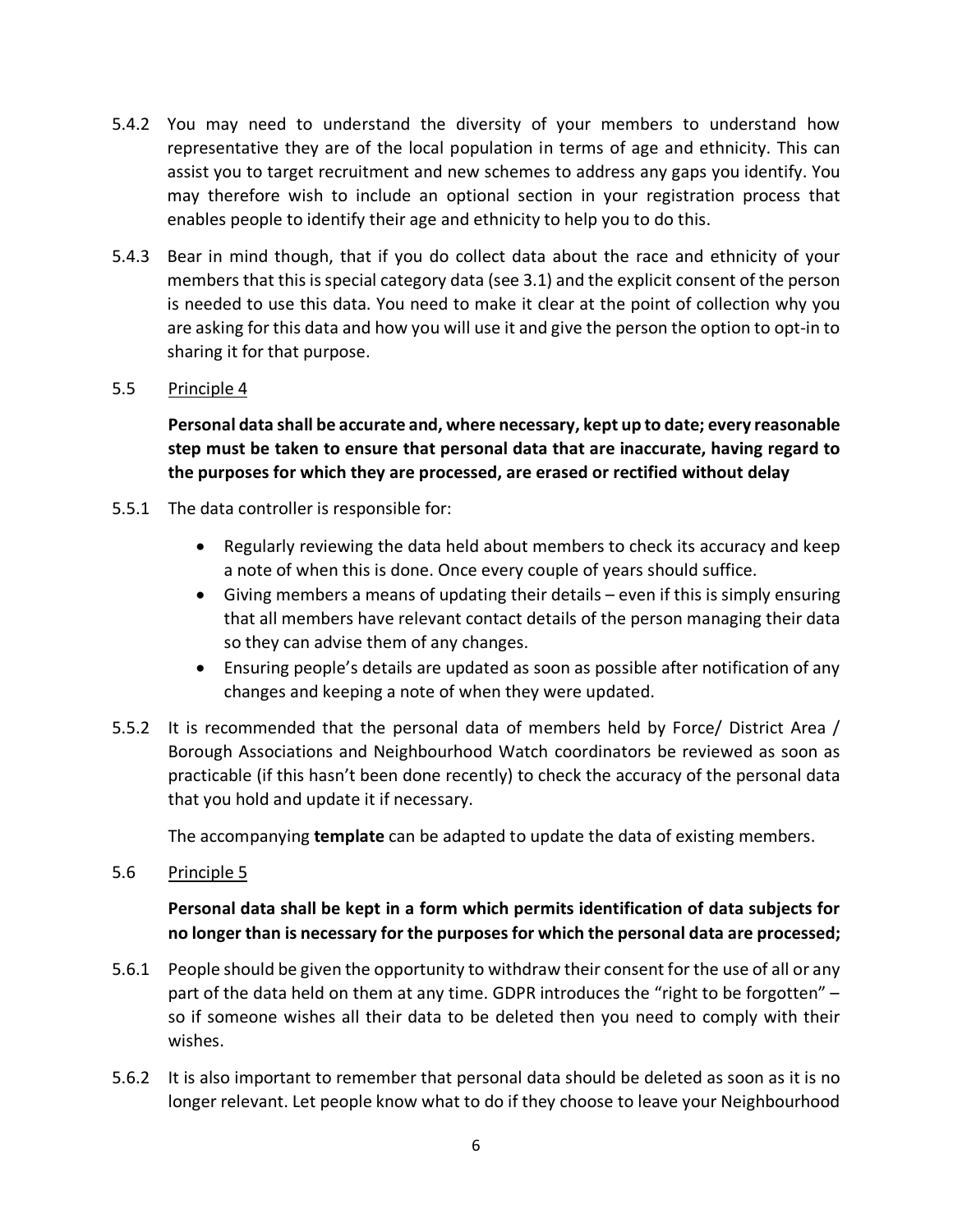5.4.2 You may need to understand the diversity of your members to understand how representative they are of the local population in terms of age and ethnicity. This can assist you to target recruitment and new schemes to address any gaps you identify. You may therefore wish to include an optional section in your registration process that enables people to identify their age and ethnicity to help you to do this.

5.4.3 Bear in mind though, that if you do collect data about the race and ethnicity of your members that this is special category data (see 3.1) and the explicit consent of the person is needed to use this data. You need to make it clear at the point of collection why you are asking for this data and how you will use it and give the person the option to opt-in to sharing it for that purpose.

5.5 Principle 4

**Personal data shall be accurate and, where necessary, kept up to date; every reasonable step must be taken to ensure that personal data that are inaccurate, having regard to the purposes for which they are processed, are erased or rectified without delay**

5.5.1 The data controller is responsible for:

- Regularly reviewing the data held about members to check its accuracy and keep a note of when this is done. Once every couple of years should suffice.
- Giving members a means of updating their details – even if this is simply ensuring that all members have relevant contact details of the person managing their data so they can advise them of any changes.
- Ensuring people's details are updated as soon as possible after notification of any changes and keeping a note of when they were updated.

5.5.2 It is recommended that the personal data of members held by Force/ District Area / Borough Associations and Neighbourhood Watch coordinators be reviewed as soon as practicable (if this hasn't been done recently) to check the accuracy of the personal data that you hold and update it if necessary.

The accompanying **template** can be adapted to update the data of existing members.

5.6 Principle 5

**Personal data shall be kept in a form which permits identification of data subjects for no longer than is necessary for the purposes for which the personal data are processed;**

5.6.1 People should be given the opportunity to withdraw their consent for the use of all or any part of the data held on them at any time. GDPR introduces the "right to be forgotten" – so if someone wishes all their data to be deleted then you need to comply with their wishes.

5.6.2 It is also important to remember that personal data should be deleted as soon as it is no longer relevant. Let people know what to do if they choose to leave your Neighbourhood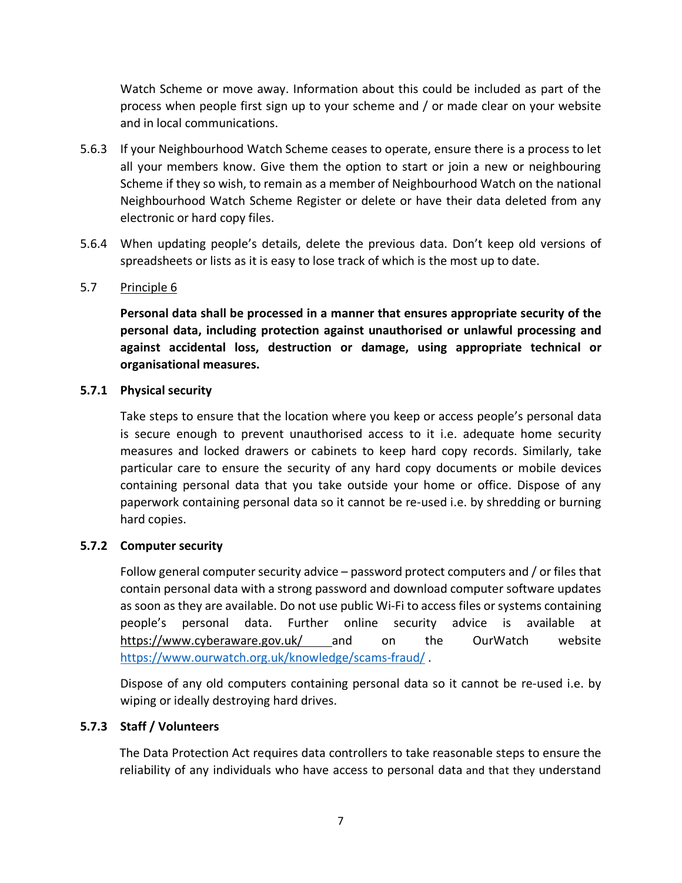Watch Scheme or move away. Information about this could be included as part of the process when people first sign up to your scheme and / or made clear on your website and in local communications.

5.6.3 If your Neighbourhood Watch Scheme ceases to operate, ensure there is a process to let all your members know. Give them the option to start or join a new or neighbouring Scheme if they so wish, to remain as a member of Neighbourhood Watch on the national Neighbourhood Watch Scheme Register or delete or have their data deleted from any electronic or hard copy files.

5.6.4 When updating people's details, delete the previous data. Don't keep old versions of spreadsheets or lists as it is easy to lose track of which is the most up to date.

5.7 Principle 6

**Personal data shall be processed in a manner that ensures appropriate security of the personal data, including protection against unauthorised or unlawful processing and against accidental loss, destruction or damage, using appropriate technical or organisational measures.**

**5.7.1 Physical security**

Take steps to ensure that the location where you keep or access people's personal data is secure enough to prevent unauthorised access to it i.e. adequate home security measures and locked drawers or cabinets to keep hard copy records. Similarly, take particular care to ensure the security of any hard copy documents or mobile devices containing personal data that you take outside your home or office. Dispose of any paperwork containing personal data so it cannot be re-used i.e. by shredding or burning hard copies.

**5.7.2 Computer security**

Follow general computer security advice – password protect computers and / or files that contain personal data with a strong password and download computer software updates as soon as they are available. Do not use public Wi-Fi to access files or systems containing people's personal data. Further online security advice is available at https://www.cyberaware.gov.uk/ and on the OurWatch website https://www.ourwatch.org.uk/knowledge/scams-fraud/ .

Dispose of any old computers containing personal data so it cannot be re-used i.e. by wiping or ideally destroying hard drives.

**5.7.3 Staff / Volunteers**

The Data Protection Act requires data controllers to take reasonable steps to ensure the reliability of any individuals who have access to personal data and that they understand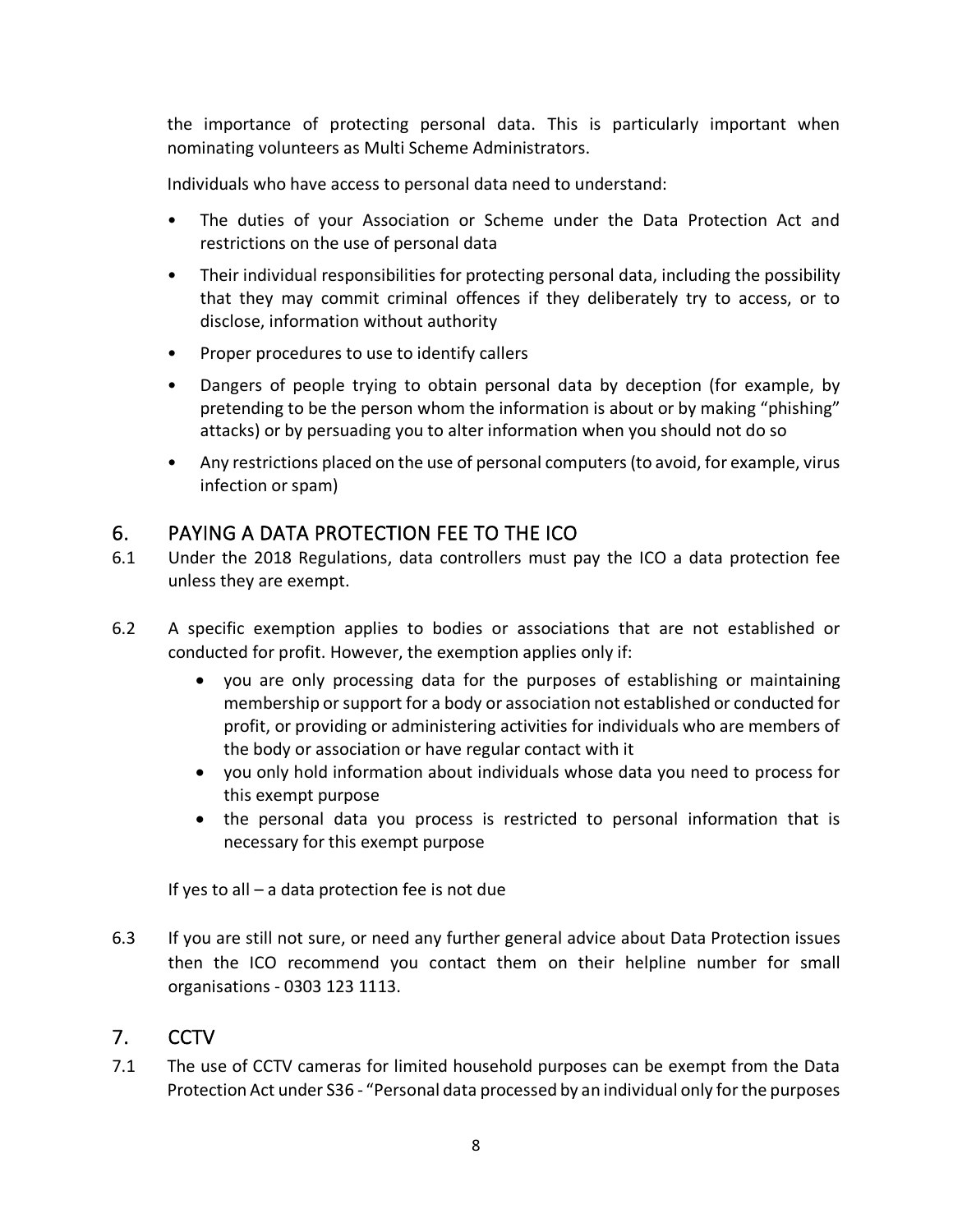the importance of protecting personal data. This is particularly important when nominating volunteers as Multi Scheme Administrators.

Individuals who have access to personal data need to understand:

- The duties of your Association or Scheme under the Data Protection Act and restrictions on the use of personal data
- Their individual responsibilities for protecting personal data, including the possibility that they may commit criminal offences if they deliberately try to access, or to disclose, information without authority
- Proper procedures to use to identify callers
- Dangers of people trying to obtain personal data by deception (for example, by pretending to be the person whom the information is about or by making "phishing" attacks) or by persuading you to alter information when you should not do so
- Any restrictions placed on the use of personal computers (to avoid, for example, virus infection or spam)

## 6. PAYING A DATA PROTECTION FEE TO THE ICO

6.1 Under the 2018 Regulations, data controllers must pay the ICO a data protection fee unless they are exempt.

6.2 A specific exemption applies to bodies or associations that are not established or conducted for profit. However, the exemption applies only if:

- you are only processing data for the purposes of establishing or maintaining membership or support for a body or association not established or conducted for profit, or providing or administering activities for individuals who are members of the body or association or have regular contact with it
- you only hold information about individuals whose data you need to process for this exempt purpose
- the personal data you process is restricted to personal information that is necessary for this exempt purpose

If yes to all – a data protection fee is not due

6.3 If you are still not sure, or need any further general advice about Data Protection issues then the ICO recommend you contact them on their helpline number for small organisations - 0303 123 1113.

## 7. CCTV

7.1 The use of CCTV cameras for limited household purposes can be exempt from the Data Protection Act under S36 - "Personal data processed by an individual only for the purposes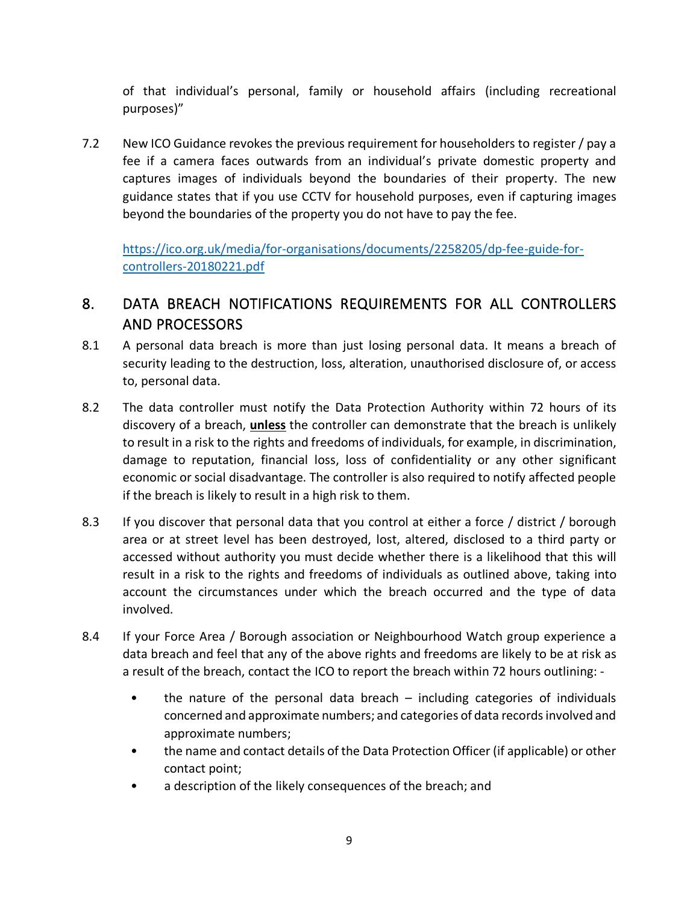of that individual's personal, family or household affairs (including recreational purposes)"

7.2 New ICO Guidance revokes the previous requirement for householders to register / pay a fee if a camera faces outwards from an individual's private domestic property and captures images of individuals beyond the boundaries of their property. The new guidance states that if you use CCTV for household purposes, even if capturing images beyond the boundaries of the property you do not have to pay the fee.

[https://ico.org.uk/media/for-organisations/documents/2258205/dp-fee-guide-for-controllers-20180221.pdf](https://ico.org.uk/media/for-organisations/documents/2258205/dp-fee-guide-for-controllers-20180221.pdf)

## 8. DATA BREACH NOTIFICATIONS REQUIREMENTS FOR ALL CONTROLLERS AND PROCESSORS

8.1 A personal data breach is more than just losing personal data. It means a breach of security leading to the destruction, loss, alteration, unauthorised disclosure of, or access to, personal data.

8.2 The data controller must notify the Data Protection Authority within 72 hours of its discovery of a breach, **unless** the controller can demonstrate that the breach is unlikely to result in a risk to the rights and freedoms of individuals, for example, in discrimination, damage to reputation, financial loss, loss of confidentiality or any other significant economic or social disadvantage. The controller is also required to notify affected people if the breach is likely to result in a high risk to them.

8.3 If you discover that personal data that you control at either a force / district / borough area or at street level has been destroyed, lost, altered, disclosed to a third party or accessed without authority you must decide whether there is a likelihood that this will result in a risk to the rights and freedoms of individuals as outlined above, taking into account the circumstances under which the breach occurred and the type of data involved.

8.4 If your Force Area / Borough association or Neighbourhood Watch group experience a data breach and feel that any of the above rights and freedoms are likely to be at risk as a result of the breach, contact the ICO to report the breach within 72 hours outlining: -

- the nature of the personal data breach – including categories of individuals concerned and approximate numbers; and categories of data records involved and approximate numbers;
- the name and contact details of the Data Protection Officer (if applicable) or other contact point;
- a description of the likely consequences of the breach; and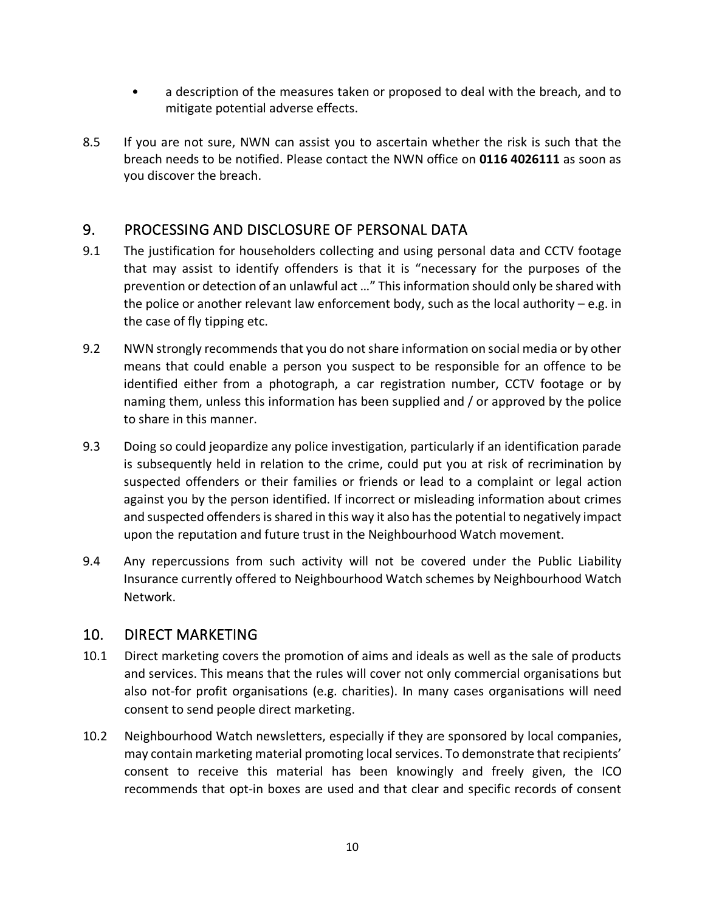- a description of the measures taken or proposed to deal with the breach, and to mitigate potential adverse effects.

8.5 If you are not sure, NWN can assist you to ascertain whether the risk is such that the breach needs to be notified. Please contact the NWN office on **0116 4026111** as soon as you discover the breach.

## 9. PROCESSING AND DISCLOSURE OF PERSONAL DATA

9.1 The justification for householders collecting and using personal data and CCTV footage that may assist to identify offenders is that it is "necessary for the purposes of the prevention or detection of an unlawful act …" This information should only be shared with the police or another relevant law enforcement body, such as the local authority – e.g. in the case of fly tipping etc.

9.2 NWN strongly recommends that you do not share information on social media or by other means that could enable a person you suspect to be responsible for an offence to be identified either from a photograph, a car registration number, CCTV footage or by naming them, unless this information has been supplied and / or approved by the police to share in this manner.

9.3 Doing so could jeopardize any police investigation, particularly if an identification parade is subsequently held in relation to the crime, could put you at risk of recrimination by suspected offenders or their families or friends or lead to a complaint or legal action against you by the person identified. If incorrect or misleading information about crimes and suspected offenders is shared in this way it also has the potential to negatively impact upon the reputation and future trust in the Neighbourhood Watch movement.

9.4 Any repercussions from such activity will not be covered under the Public Liability Insurance currently offered to Neighbourhood Watch schemes by Neighbourhood Watch Network.

## 10. DIRECT MARKETING

10.1 Direct marketing covers the promotion of aims and ideals as well as the sale of products and services. This means that the rules will cover not only commercial organisations but also not-for profit organisations (e.g. charities). In many cases organisations will need consent to send people direct marketing.

10.2 Neighbourhood Watch newsletters, especially if they are sponsored by local companies, may contain marketing material promoting local services. To demonstrate that recipients' consent to receive this material has been knowingly and freely given, the ICO recommends that opt-in boxes are used and that clear and specific records of consent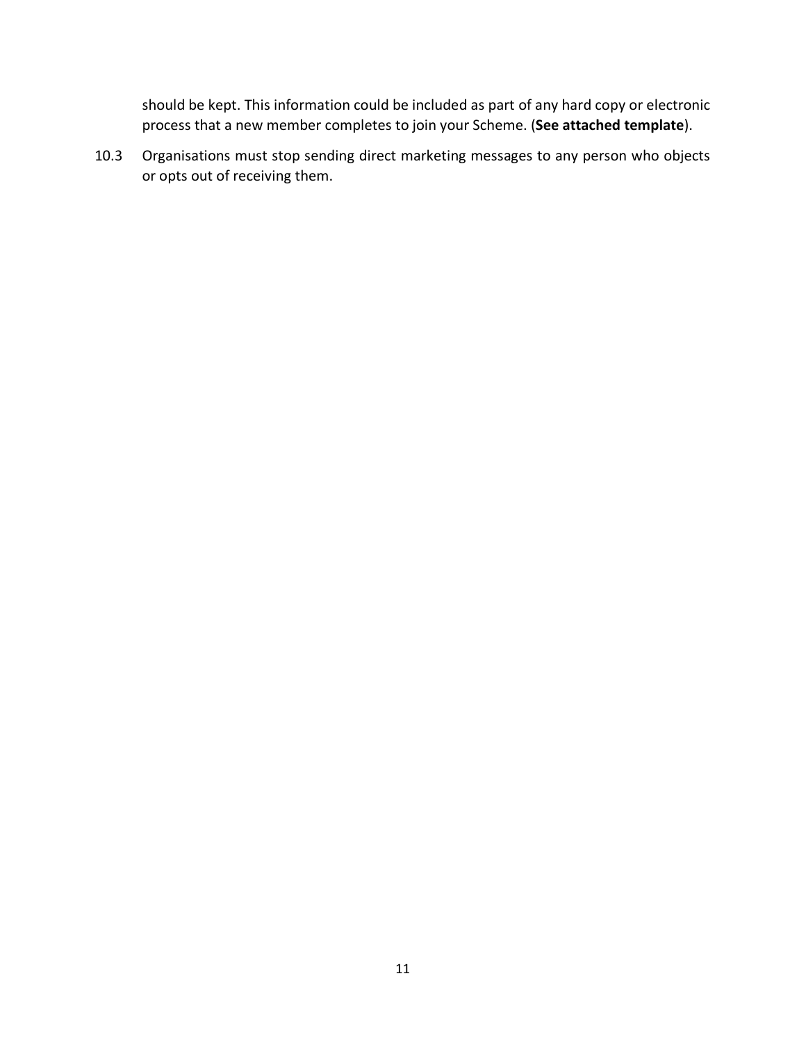should be kept. This information could be included as part of any hard copy or electronic process that a new member completes to join your Scheme. (**See attached template**).

10.3 Organisations must stop sending direct marketing messages to any person who objects or opts out of receiving them.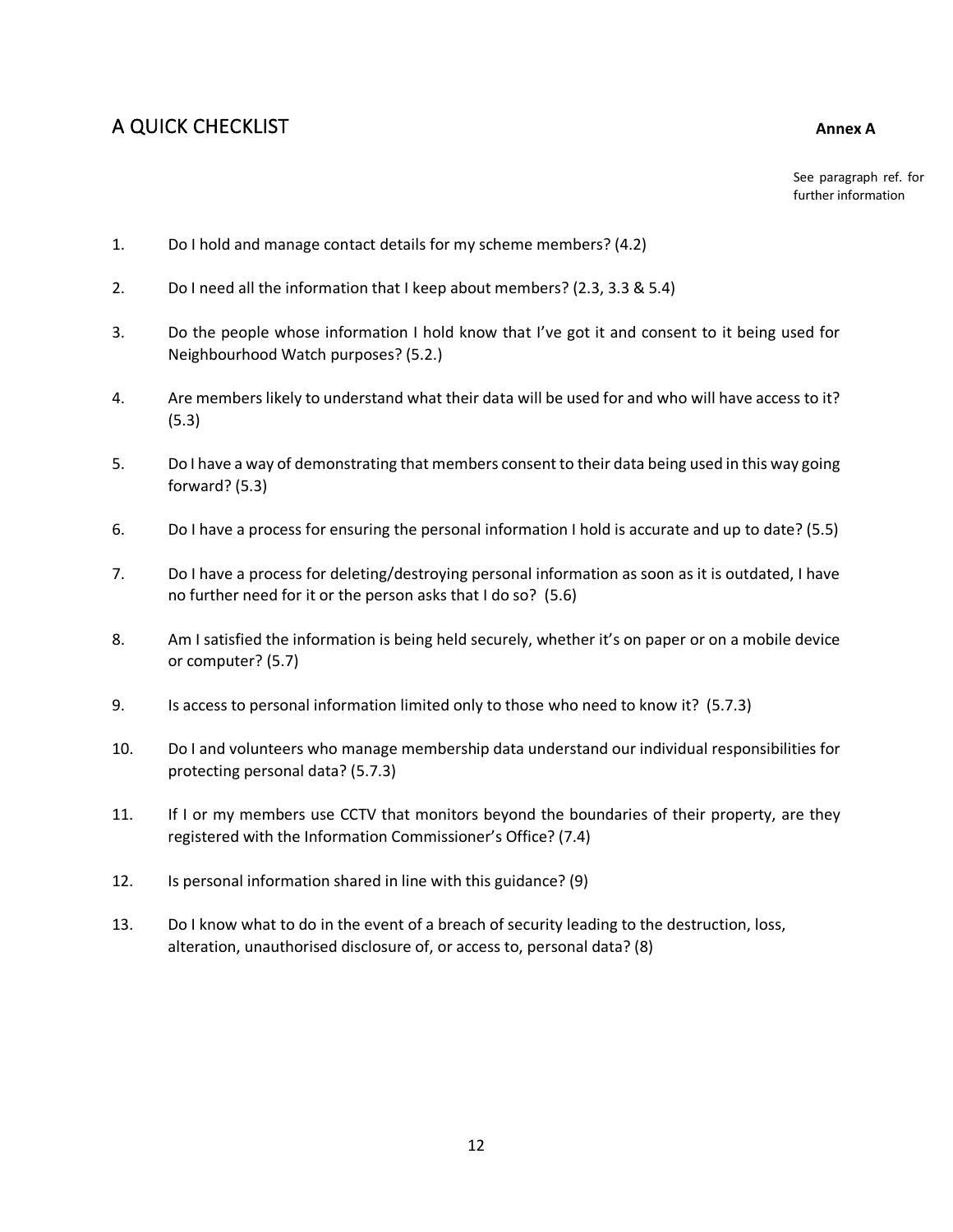## A QUICK CHECKLIST

**Annex A**

See paragraph ref. for further information

1. Do I hold and manage contact details for my scheme members? (4.2)

2. Do I need all the information that I keep about members? (2.3, 3.3 & 5.4)

3. Do the people whose information I hold know that I've got it and consent to it being used for Neighbourhood Watch purposes? (5.2.)

4. Are members likely to understand what their data will be used for and who will have access to it? (5.3)

5. Do I have a way of demonstrating that members consent to their data being used in this way going forward? (5.3)

6. Do I have a process for ensuring the personal information I hold is accurate and up to date? (5.5)

7. Do I have a process for deleting/destroying personal information as soon as it is outdated, I have no further need for it or the person asks that I do so? (5.6)

8. Am I satisfied the information is being held securely, whether it's on paper or on a mobile device or computer? (5.7)

9. Is access to personal information limited only to those who need to know it? (5.7.3)

10. Do I and volunteers who manage membership data understand our individual responsibilities for protecting personal data? (5.7.3)

11. If I or my members use CCTV that monitors beyond the boundaries of their property, are they registered with the Information Commissioner's Office? (7.4)

12. Is personal information shared in line with this guidance? (9)

13. Do I know what to do in the event of a breach of security leading to the destruction, loss, alteration, unauthorised disclosure of, or access to, personal data? (8)